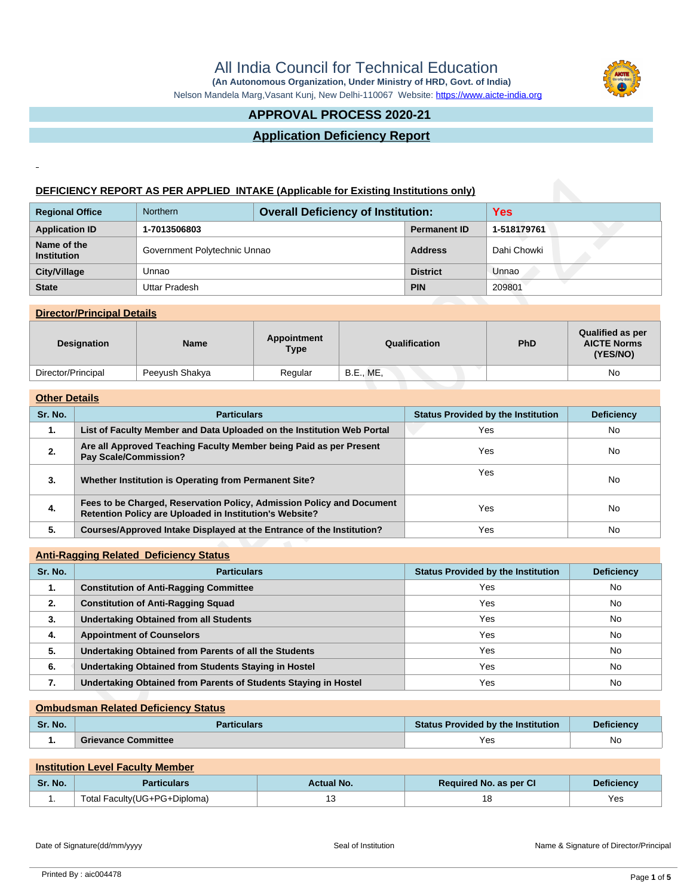# All India Council for Technical Education

**(An Autonomous Organization, Under Ministry of HRD, Govt. of India)**

Nelson Mandela Marg,Vasant Kunj, New Delhi-110067 Website: https://www.aicte-india.org

## APPROVAL PROCESS 2020-21

## Application Deficiency Report

### DEFICIENCY REPORT AS PER APPLIED INTAKE (Applicable for Existing Institutions only)

| Regional Office | Northern | Overall Deficiency of Institution: | Yes |
|---|---|---|---|
| Application ID | 1-7013506803 | Permanent ID | 1-518179761 |
| Name of the Institution | Government Polytechnic Unnao | Address | Dahi Chowki |
| City/Village | Unnao | District | Unnao |
| State | Uttar Pradesh | PIN | 209801 |

### Director/Principal Details

| Designation | Name | Appointment Type | Qualification | PhD | Qualified as per AICTE Norms (YES/NO) |
|---|---|---|---|---|---|
| Director/Principal | Peeyush Shakya | Regular | B.E., ME, | | No |

### Other Details

| Sr. No. | Particulars | Status Provided by the Institution | Deficiency |
|---|---|---|---|
| 1. | List of Faculty Member and Data Uploaded on the Institution Web Portal | Yes | No |
| 2. | Are all Approved Teaching Faculty Member being Paid as per Present Pay Scale/Commission? | Yes | No |
| 3. | Whether Institution is Operating from Permanent Site? | Yes | No |
| 4. | Fees to be Charged, Reservation Policy, Admission Policy and Document Retention Policy are Uploaded in Institution's Website? | Yes | No |
| 5. | Courses/Approved Intake Displayed at the Entrance of the Institution? | Yes | No |

### Anti-Ragging Related Deficiency Status

| Sr. No. | Particulars | Status Provided by the Institution | Deficiency |
|---|---|---|---|
| 1. | Constitution of Anti-Ragging Committee | Yes | No |
| 2. | Constitution of Anti-Ragging Squad | Yes | No |
| 3. | Undertaking Obtained from all Students | Yes | No |
| 4. | Appointment of Counselors | Yes | No |
| 5. | Undertaking Obtained from Parents of all the Students | Yes | No |
| 6. | Undertaking Obtained from Students Staying in Hostel | Yes | No |
| 7. | Undertaking Obtained from Parents of Students Staying in Hostel | Yes | No |

### Ombudsman Related Deficiency Status

| Sr. No. | Particulars | Status Provided by the Institution | Deficiency |
|---|---|---|---|
| 1. | Grievance Committee | Yes | No |

### Institution Level Faculty Member

| Sr. No. | Particulars | Actual No. | Required No. as per CI | Deficiency |
|---|---|---|---|---|
| 1. | Total Faculty(UG+PG+Diploma) | 13 | 18 | Yes |

Date of Signature(dd/mm/yyyy) &nbsp;&nbsp;&nbsp; Seal of Institution &nbsp;&nbsp;&nbsp; Name & Signature of Director/Principal

Printed By : aic004478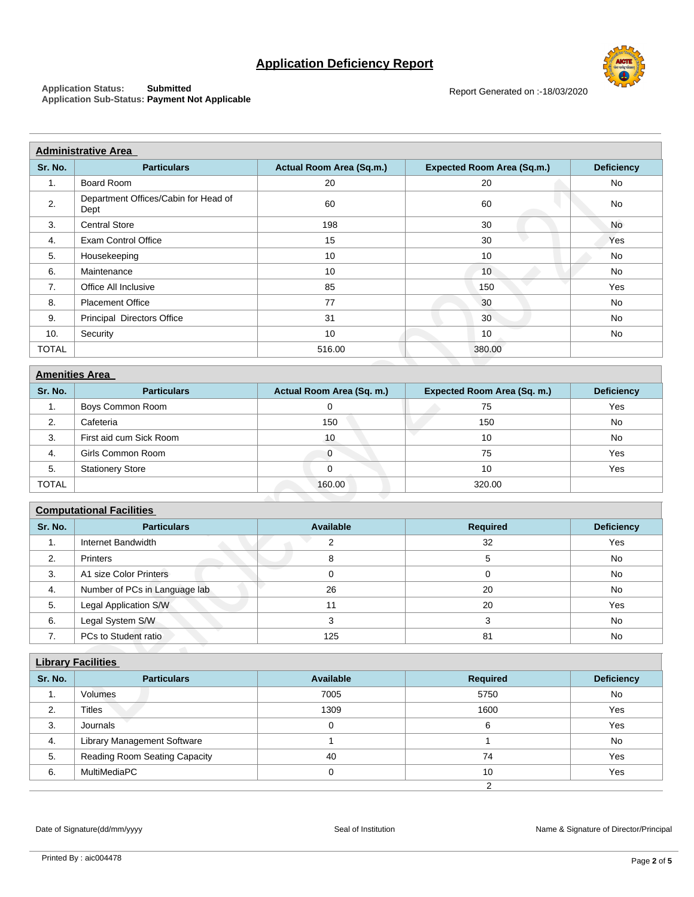# Application Deficiency Report

**Application Status:** Submitted
**Application Sub-Status:** Payment Not Applicable

Report Generated on :-18/03/2020

## Administrative Area

| Sr. No. | Particulars | Actual Room Area (Sq.m.) | Expected Room Area (Sq.m.) | Deficiency |
|---|---|---|---|---|
| 1. | Board Room | 20 | 20 | No |
| 2. | Department Offices/Cabin for Head of Dept | 60 | 60 | No |
| 3. | Central Store | 198 | 30 | No |
| 4. | Exam Control Office | 15 | 30 | Yes |
| 5. | Housekeeping | 10 | 10 | No |
| 6. | Maintenance | 10 | 10 | No |
| 7. | Office All Inclusive | 85 | 150 | Yes |
| 8. | Placement Office | 77 | 30 | No |
| 9. | Principal Directors Office | 31 | 30 | No |
| 10. | Security | 10 | 10 | No |
| TOTAL | | 516.00 | 380.00 | |

## Amenities Area

| Sr. No. | Particulars | Actual Room Area (Sq. m.) | Expected Room Area (Sq. m.) | Deficiency |
|---|---|---|---|---|
| 1. | Boys Common Room | 0 | 75 | Yes |
| 2. | Cafeteria | 150 | 150 | No |
| 3. | First aid cum Sick Room | 10 | 10 | No |
| 4. | Girls Common Room | 0 | 75 | Yes |
| 5. | Stationery Store | 0 | 10 | Yes |
| TOTAL | | 160.00 | 320.00 | |

## Computational Facilities

| Sr. No. | Particulars | Available | Required | Deficiency |
|---|---|---|---|---|
| 1. | Internet Bandwidth | 2 | 32 | Yes |
| 2. | Printers | 8 | 5 | No |
| 3. | A1 size Color Printers | 0 | 0 | No |
| 4. | Number of PCs in Language lab | 26 | 20 | No |
| 5. | Legal Application S/W | 11 | 20 | Yes |
| 6. | Legal System S/W | 3 | 3 | No |
| 7. | PCs to Student ratio | 125 | 81 | No |

## Library Facilities

| Sr. No. | Particulars | Available | Required | Deficiency |
|---|---|---|---|---|
| 1. | Volumes | 7005 | 5750 | No |
| 2. | Titles | 1309 | 1600 | Yes |
| 3. | Journals | 0 | 6 | Yes |
| 4. | Library Management Software | 1 | 1 | No |
| 5. | Reading Room Seating Capacity | 40 | 74 | Yes |
| 6. | MultiMediaPC | 0 | 10 | Yes |

Date of Signature(dd/mm/yyyy) | Seal of Institution | Name & Signature of Director/Principal

Printed By : aic004478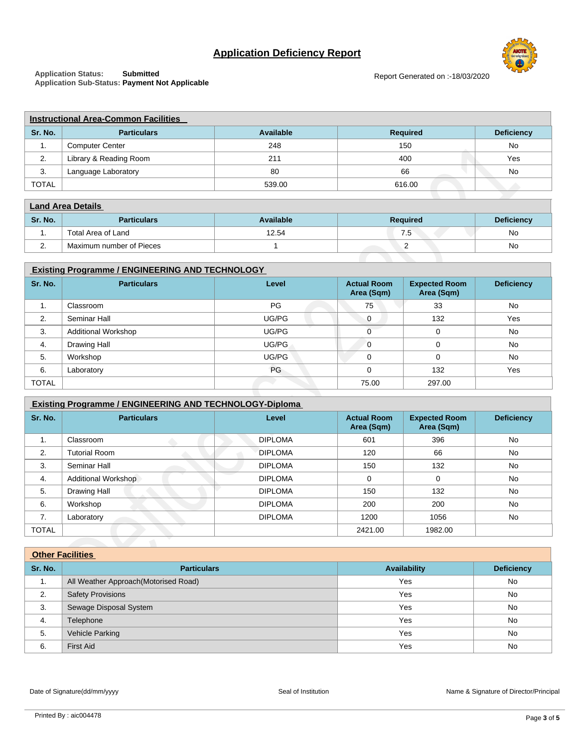# Application Deficiency Report

**Application Status:** Submitted
**Application Sub-Status:** Payment Not Applicable

Report Generated on :-18/03/2020

## Instructional Area-Common Facilities

| Sr. No. | Particulars | Available | Required | Deficiency |
|---|---|---|---|---|
| 1. | Computer Center | 248 | 150 | No |
| 2. | Library & Reading Room | 211 | 400 | Yes |
| 3. | Language Laboratory | 80 | 66 | No |
| TOTAL | | 539.00 | 616.00 | |

## Land Area Details

| Sr. No. | Particulars | Available | Required | Deficiency |
|---|---|---|---|---|
| 1. | Total Area of Land | 12.54 | 7.5 | No |
| 2. | Maximum number of Pieces | 1 | 2 | No |

## Existing Programme / ENGINEERING AND TECHNOLOGY

| Sr. No. | Particulars | Level | Actual Room Area (Sqm) | Expected Room Area (Sqm) | Deficiency |
|---|---|---|---|---|---|
| 1. | Classroom | PG | 75 | 33 | No |
| 2. | Seminar Hall | UG/PG | 0 | 132 | Yes |
| 3. | Additional Workshop | UG/PG | 0 | 0 | No |
| 4. | Drawing Hall | UG/PG | 0 | 0 | No |
| 5. | Workshop | UG/PG | 0 | 0 | No |
| 6. | Laboratory | PG | 0 | 132 | Yes |
| TOTAL | | | 75.00 | 297.00 | |

## Existing Programme / ENGINEERING AND TECHNOLOGY-Diploma

| Sr. No. | Particulars | Level | Actual Room Area (Sqm) | Expected Room Area (Sqm) | Deficiency |
|---|---|---|---|---|---|
| 1. | Classroom | DIPLOMA | 601 | 396 | No |
| 2. | Tutorial Room | DIPLOMA | 120 | 66 | No |
| 3. | Seminar Hall | DIPLOMA | 150 | 132 | No |
| 4. | Additional Workshop | DIPLOMA | 0 | 0 | No |
| 5. | Drawing Hall | DIPLOMA | 150 | 132 | No |
| 6. | Workshop | DIPLOMA | 200 | 200 | No |
| 7. | Laboratory | DIPLOMA | 1200 | 1056 | No |
| TOTAL | | | 2421.00 | 1982.00 | |

## Other Facilities

| Sr. No. | Particulars | Availability | Deficiency |
|---|---|---|---|
| 1. | All Weather Approach(Motorised Road) | Yes | No |
| 2. | Safety Provisions | Yes | No |
| 3. | Sewage Disposal System | Yes | No |
| 4. | Telephone | Yes | No |
| 5. | Vehicle Parking | Yes | No |
| 6. | First Aid | Yes | No |

Date of Signature(dd/mm/yyyy)　　Seal of Institution　　Name & Signature of Director/Principal

Printed By : aic004478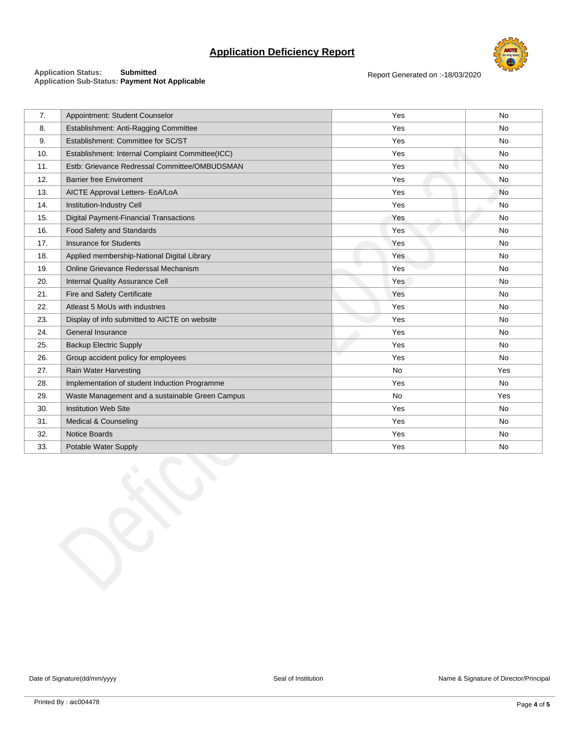## Application Deficiency Report

**Application Status:** **Submitted**
**Application Sub-Status:** **Payment Not Applicable**

Report Generated on :-18/03/2020

| | | | |
|---|---|---|---|
| 7. | Appointment: Student Counselor | Yes | No |
| 8. | Establishment: Anti-Ragging Committee | Yes | No |
| 9. | Establishment: Committee for SC/ST | Yes | No |
| 10. | Establishment: Internal Complaint Committee(ICC) | Yes | No |
| 11. | Estb: Grievance Redressal Committee/OMBUDSMAN | Yes | No |
| 12. | Barrier free Enviroment | Yes | No |
| 13. | AICTE Approval Letters- EoA/LoA | Yes | No |
| 14. | Institution-Industry Cell | Yes | No |
| 15. | Digital Payment-Financial Transactions | Yes | No |
| 16. | Food Safety and Standards | Yes | No |
| 17. | Insurance for Students | Yes | No |
| 18. | Applied membership-National Digital Library | Yes | No |
| 19. | Online Grievance Rederssal Mechanism | Yes | No |
| 20. | Internal Quality Assurance Cell | Yes | No |
| 21. | Fire and Safety Certificate | Yes | No |
| 22. | Atleast 5 MoUs with industries | Yes | No |
| 23. | Display of info submitted to AICTE on website | Yes | No |
| 24. | General Insurance | Yes | No |
| 25. | Backup Electric Supply | Yes | No |
| 26. | Group accident policy for employees | Yes | No |
| 27. | Rain Water Harvesting | No | Yes |
| 28. | Implementation of student Induction Programme | Yes | No |
| 29. | Waste Management and a sustainable Green Campus | No | Yes |
| 30. | Institution Web Site | Yes | No |
| 31. | Medical & Counseling | Yes | No |
| 32. | Notice Boards | Yes | No |
| 33. | Potable Water Supply | Yes | No |

Date of Signature(dd/mm/yyyy) Seal of Institution Name & Signature of Director/Principal

Printed By : aic004478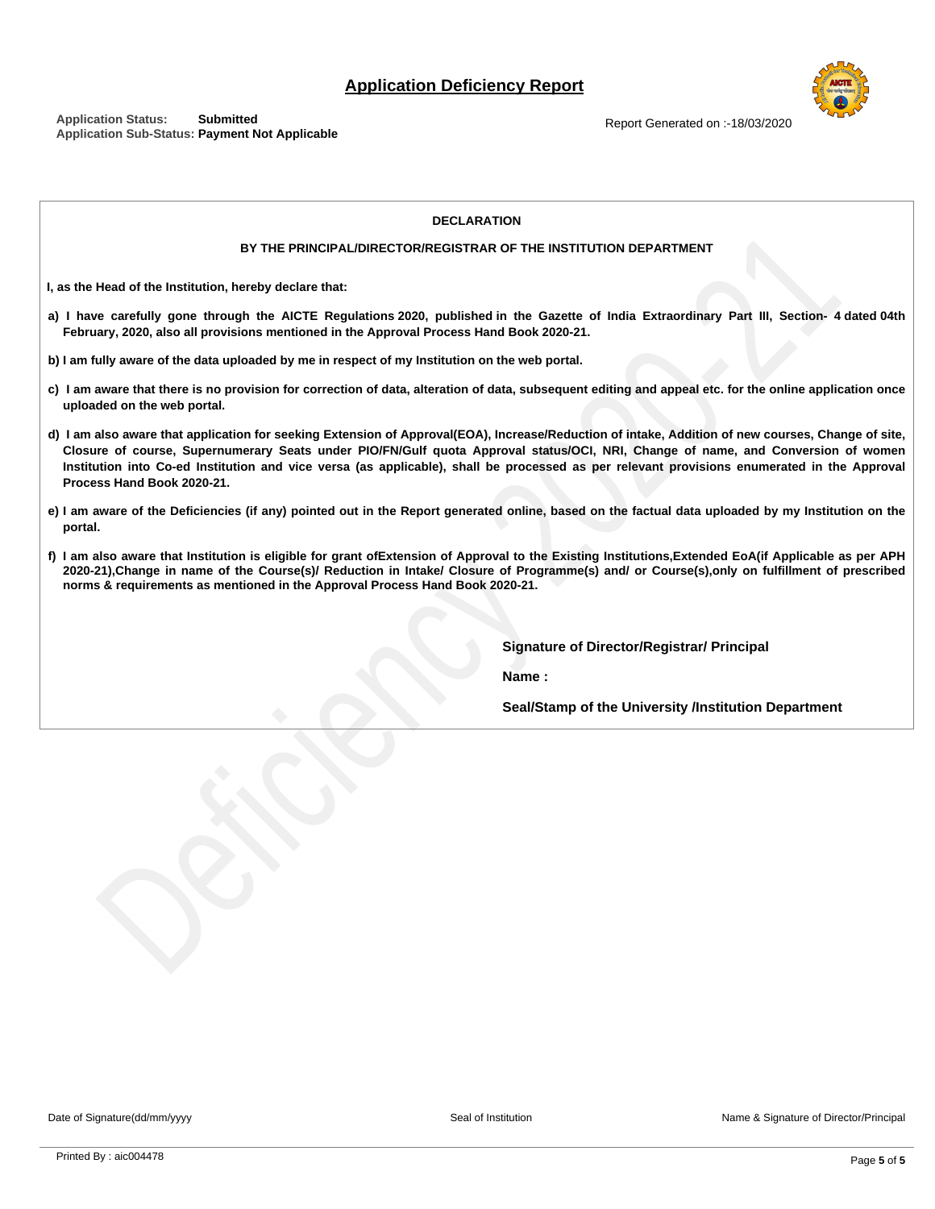# Application Deficiency Report

**Application Status:** Submitted
**Application Sub-Status:** Payment Not Applicable

Report Generated on :-18/03/2020

## DECLARATION

### BY THE PRINCIPAL/DIRECTOR/REGISTRAR OF THE INSTITUTION DEPARTMENT

**I, as the Head of the Institution, hereby declare that:**

**a) I have carefully gone through the AICTE Regulations 2020, published in the Gazette of India Extraordinary Part III, Section- 4 dated 04th February, 2020, also all provisions mentioned in the Approval Process Hand Book 2020-21.**

**b) I am fully aware of the data uploaded by me in respect of my Institution on the web portal.**

**c) I am aware that there is no provision for correction of data, alteration of data, subsequent editing and appeal etc. for the online application once uploaded on the web portal.**

**d) I am also aware that application for seeking Extension of Approval(EOA), Increase/Reduction of intake, Addition of new courses, Change of site, Closure of course, Supernumerary Seats under PIO/FN/Gulf quota Approval status/OCI, NRI, Change of name, and Conversion of women Institution into Co-ed Institution and vice versa (as applicable), shall be processed as per relevant provisions enumerated in the Approval Process Hand Book 2020-21.**

**e) I am aware of the Deficiencies (if any) pointed out in the Report generated online, based on the factual data uploaded by my Institution on the portal.**

**f) I am also aware that Institution is eligible for grant ofExtension of Approval to the Existing Institutions,Extended EoA(if Applicable as per APH 2020-21),Change in name of the Course(s)/ Reduction in Intake/ Closure of Programme(s) and/ or Course(s),only on fulfillment of prescribed norms & requirements as mentioned in the Approval Process Hand Book 2020-21.**

**Signature of Director/Registrar/ Principal**

**Name :**

**Seal/Stamp of the University /Institution Department**

Date of Signature(dd/mm/yyyy)

Seal of Institution

Name & Signature of Director/Principal

Printed By : aic004478